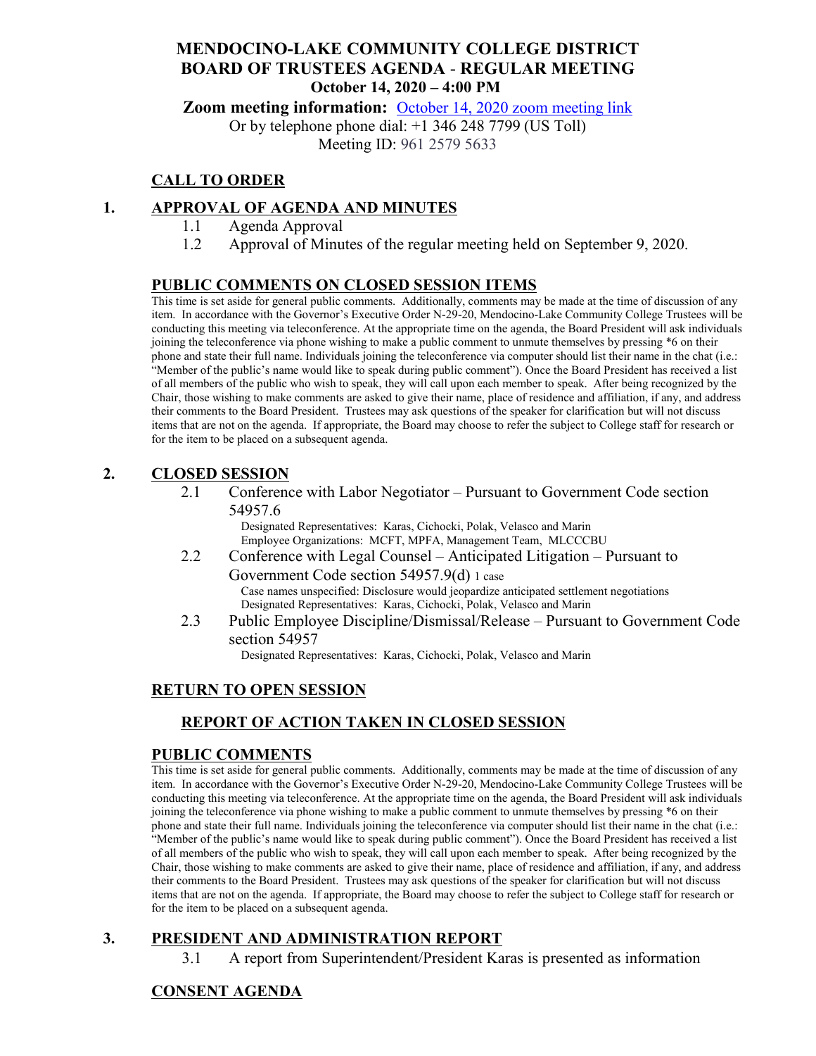# MENDOCINO-LAKE COMMUNITY COLLEGE DISTRICT
# BOARD OF TRUSTEES AGENDA - REGULAR MEETING
## October 14, 2020 – 4:00 PM

**Zoom meeting information:** [October 14, 2020 zoom meeting link]

Or by telephone phone dial: +1 346 248 7799 (US Toll)

Meeting ID: 961 2579 5633

## CALL TO ORDER

## 1. APPROVAL OF AGENDA AND MINUTES

1.1 Agenda Approval

1.2 Approval of Minutes of the regular meeting held on September 9, 2020.

## PUBLIC COMMENTS ON CLOSED SESSION ITEMS

This time is set aside for general public comments. Additionally, comments may be made at the time of discussion of any item. In accordance with the Governor's Executive Order N-29-20, Mendocino-Lake Community College Trustees will be conducting this meeting via teleconference. At the appropriate time on the agenda, the Board President will ask individuals joining the teleconference via phone wishing to make a public comment to unmute themselves by pressing *6 on their phone and state their full name. Individuals joining the teleconference via computer should list their name in the chat (i.e.: "Member of the public's name would like to speak during public comment"). Once the Board President has received a list of all members of the public who wish to speak, they will call upon each member to speak. After being recognized by the Chair, those wishing to make comments are asked to give their name, place of residence and affiliation, if any, and address their comments to the Board President. Trustees may ask questions of the speaker for clarification but will not discuss items that are not on the agenda. If appropriate, the Board may choose to refer the subject to College staff for research or for the item to be placed on a subsequent agenda.

## 2. CLOSED SESSION

2.1 Conference with Labor Negotiator – Pursuant to Government Code section 54957.6

Designated Representatives: Karas, Cichocki, Polak, Velasco and Marin

Employee Organizations: MCFT, MPFA, Management Team, MLCCCBU

2.2 Conference with Legal Counsel – Anticipated Litigation – Pursuant to Government Code section 54957.9(d) 1 case

Case names unspecified: Disclosure would jeopardize anticipated settlement negotiations

Designated Representatives: Karas, Cichocki, Polak, Velasco and Marin

2.3 Public Employee Discipline/Dismissal/Release – Pursuant to Government Code section 54957

Designated Representatives: Karas, Cichocki, Polak, Velasco and Marin

## RETURN TO OPEN SESSION

### REPORT OF ACTION TAKEN IN CLOSED SESSION

## PUBLIC COMMENTS

This time is set aside for general public comments. Additionally, comments may be made at the time of discussion of any item. In accordance with the Governor's Executive Order N-29-20, Mendocino-Lake Community College Trustees will be conducting this meeting via teleconference. At the appropriate time on the agenda, the Board President will ask individuals joining the teleconference via phone wishing to make a public comment to unmute themselves by pressing *6 on their phone and state their full name. Individuals joining the teleconference via computer should list their name in the chat (i.e.: "Member of the public's name would like to speak during public comment"). Once the Board President has received a list of all members of the public who wish to speak, they will call upon each member to speak. After being recognized by the Chair, those wishing to make comments are asked to give their name, place of residence and affiliation, if any, and address their comments to the Board President. Trustees may ask questions of the speaker for clarification but will not discuss items that are not on the agenda. If appropriate, the Board may choose to refer the subject to College staff for research or for the item to be placed on a subsequent agenda.

## 3. PRESIDENT AND ADMINISTRATION REPORT

3.1 A report from Superintendent/President Karas is presented as information

## CONSENT AGENDA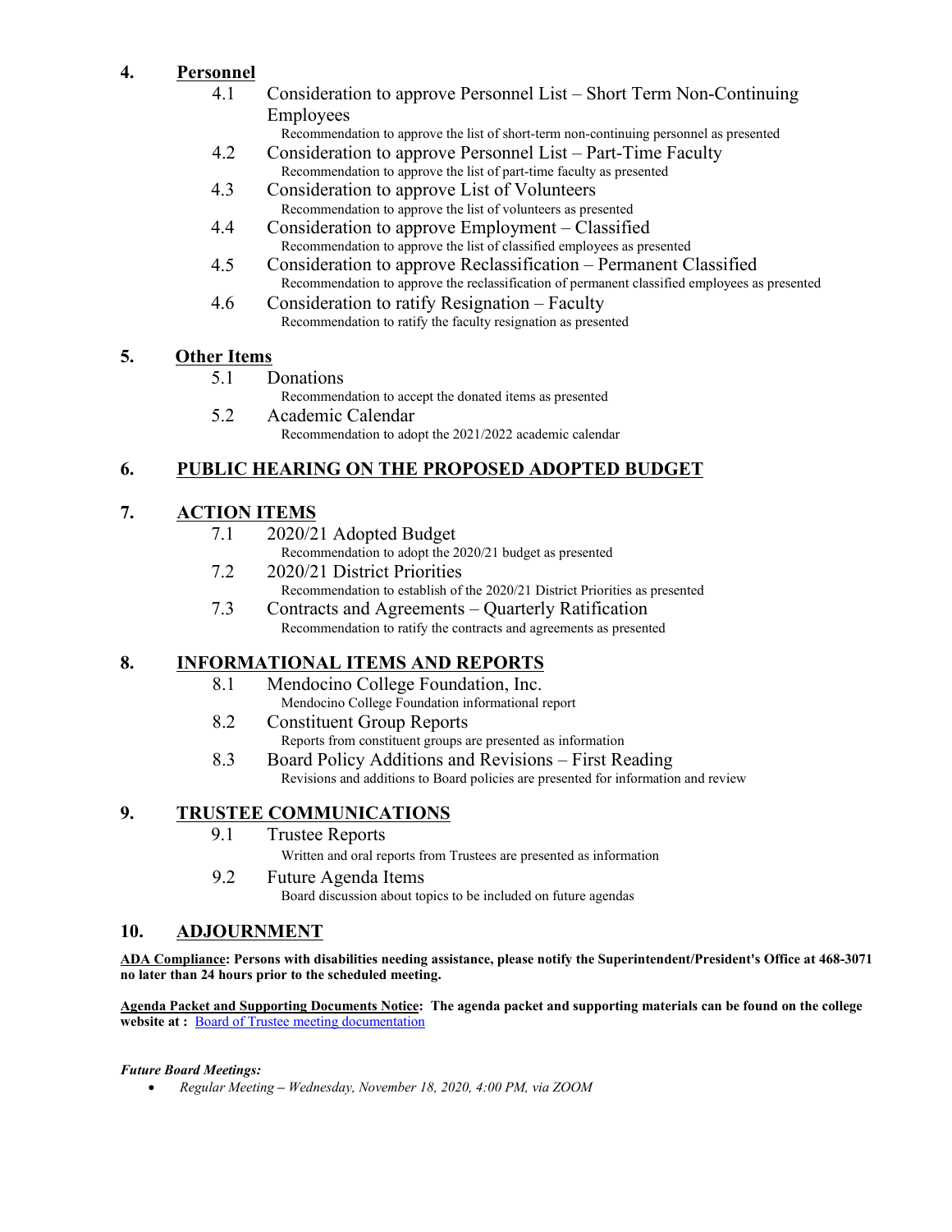## 4. Personnel

- 4.1 Consideration to approve Personnel List – Short Term Non-Continuing Employees
  Recommendation to approve the list of short-term non-continuing personnel as presented
- 4.2 Consideration to approve Personnel List – Part-Time Faculty
  Recommendation to approve the list of part-time faculty as presented
- 4.3 Consideration to approve List of Volunteers
  Recommendation to approve the list of volunteers as presented
- 4.4 Consideration to approve Employment – Classified
  Recommendation to approve the list of classified employees as presented
- 4.5 Consideration to approve Reclassification – Permanent Classified
  Recommendation to approve the reclassification of permanent classified employees as presented
- 4.6 Consideration to ratify Resignation – Faculty
  Recommendation to ratify the faculty resignation as presented

## 5. Other Items

- 5.1 Donations
  Recommendation to accept the donated items as presented
- 5.2 Academic Calendar
  Recommendation to adopt the 2021/2022 academic calendar

## 6. PUBLIC HEARING ON THE PROPOSED ADOPTED BUDGET

## 7. ACTION ITEMS

- 7.1 2020/21 Adopted Budget
  Recommendation to adopt the 2020/21 budget as presented
- 7.2 2020/21 District Priorities
  Recommendation to establish of the 2020/21 District Priorities as presented
- 7.3 Contracts and Agreements – Quarterly Ratification
  Recommendation to ratify the contracts and agreements as presented

## 8. INFORMATIONAL ITEMS AND REPORTS

- 8.1 Mendocino College Foundation, Inc.
  Mendocino College Foundation informational report
- 8.2 Constituent Group Reports
  Reports from constituent groups are presented as information
- 8.3 Board Policy Additions and Revisions – First Reading
  Revisions and additions to Board policies are presented for information and review

## 9. TRUSTEE COMMUNICATIONS

- 9.1 Trustee Reports
  Written and oral reports from Trustees are presented as information
- 9.2 Future Agenda Items
  Board discussion about topics to be included on future agendas

## 10. ADJOURNMENT

**ADA Compliance: Persons with disabilities needing assistance, please notify the Superintendent/President's Office at 468-3071 no later than 24 hours prior to the scheduled meeting.**

**Agenda Packet and Supporting Documents Notice: The agenda packet and supporting materials can be found on the college website at :** [Board of Trustee meeting documentation]

***Future Board Meetings:***

- *Regular Meeting – Wednesday, November 18, 2020, 4:00 PM, via ZOOM*